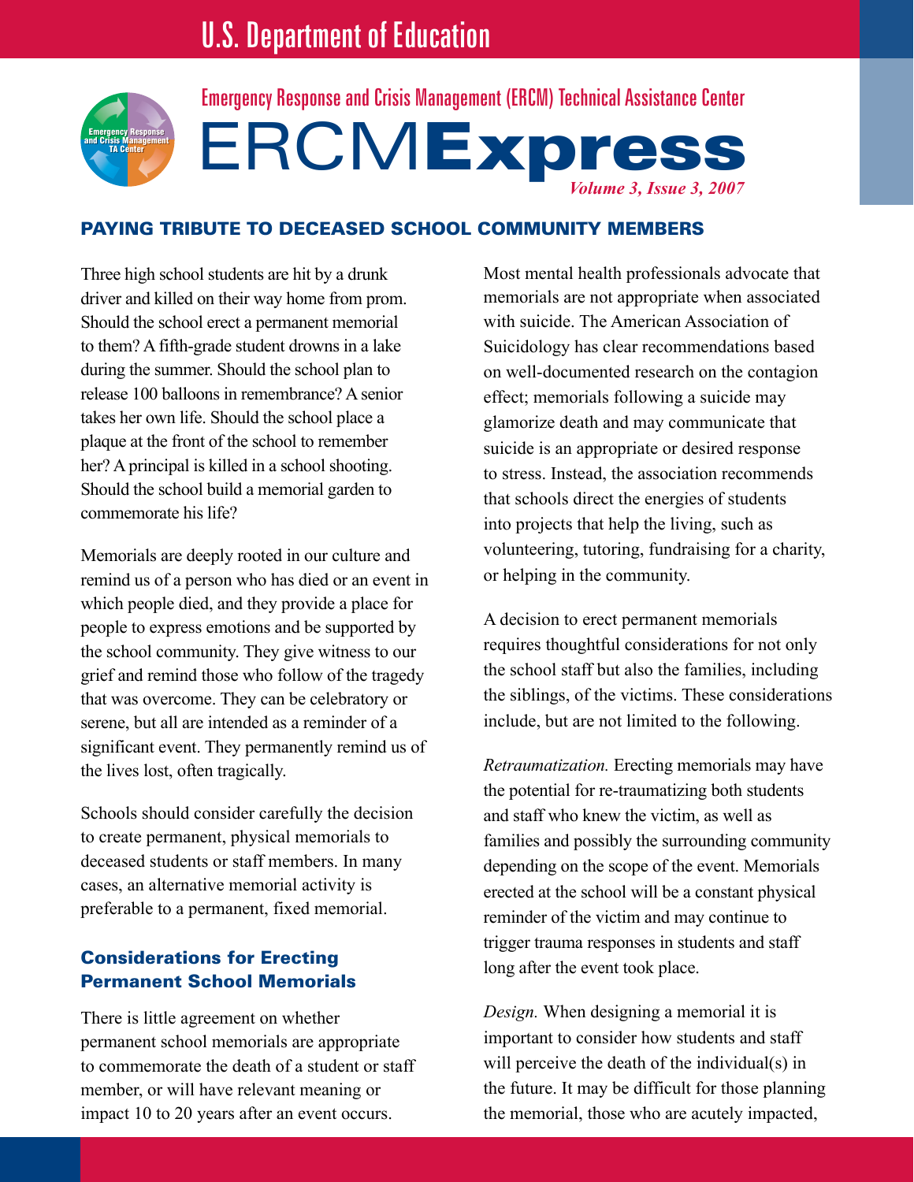# U.S. Department of Education

Emergency Response and Crisis Management (ERCM) Technical Assistance Center

# ERCM**Express**

*Volume 3, Issue 3, 2007*

## PAYING TRIBUTE TO DECEASED SCHOOL COMMUNITY MEMBERS

Three high school students are hit by a drunk driver and killed on their way home from prom. Should the school erect a permanent memorial to them? A fifth-grade student drowns in a lake during the summer. Should the school plan to release 100 balloons in remembrance? A senior takes her own life. Should the school place a plaque at the front of the school to remember her? A principal is killed in a school shooting. Should the school build a memorial garden to commemorate his life?

Memorials are deeply rooted in our culture and remind us of a person who has died or an event in which people died, and they provide a place for people to express emotions and be supported by the school community. They give witness to our grief and remind those who follow of the tragedy that was overcome. They can be celebratory or serene, but all are intended as a reminder of a significant event. They permanently remind us of the lives lost, often tragically.

Schools should consider carefully the decision to create permanent, physical memorials to deceased students or staff members. In many cases, an alternative memorial activity is preferable to a permanent, fixed memorial.

### Considerations for Erecting Permanent School Memorials

There is little agreement on whether permanent school memorials are appropriate to commemorate the death of a student or staff member, or will have relevant meaning or impact 10 to 20 years after an event occurs.

Most mental health professionals advocate that memorials are not appropriate when associated with suicide. The American Association of Suicidology has clear recommendations based on well-documented research on the contagion effect; memorials following a suicide may glamorize death and may communicate that suicide is an appropriate or desired response to stress. Instead, the association recommends that schools direct the energies of students into projects that help the living, such as volunteering, tutoring, fundraising for a charity, or helping in the community.

A decision to erect permanent memorials requires thoughtful considerations for not only the school staff but also the families, including the siblings, of the victims. These considerations include, but are not limited to the following.

*Retraumatization.* Erecting memorials may have the potential for re-traumatizing both students and staff who knew the victim, as well as families and possibly the surrounding community depending on the scope of the event. Memorials erected at the school will be a constant physical reminder of the victim and may continue to trigger trauma responses in students and staff long after the event took place.

*Design.* When designing a memorial it is important to consider how students and staff will perceive the death of the individual(s) in the future. It may be difficult for those planning the memorial, those who are acutely impacted,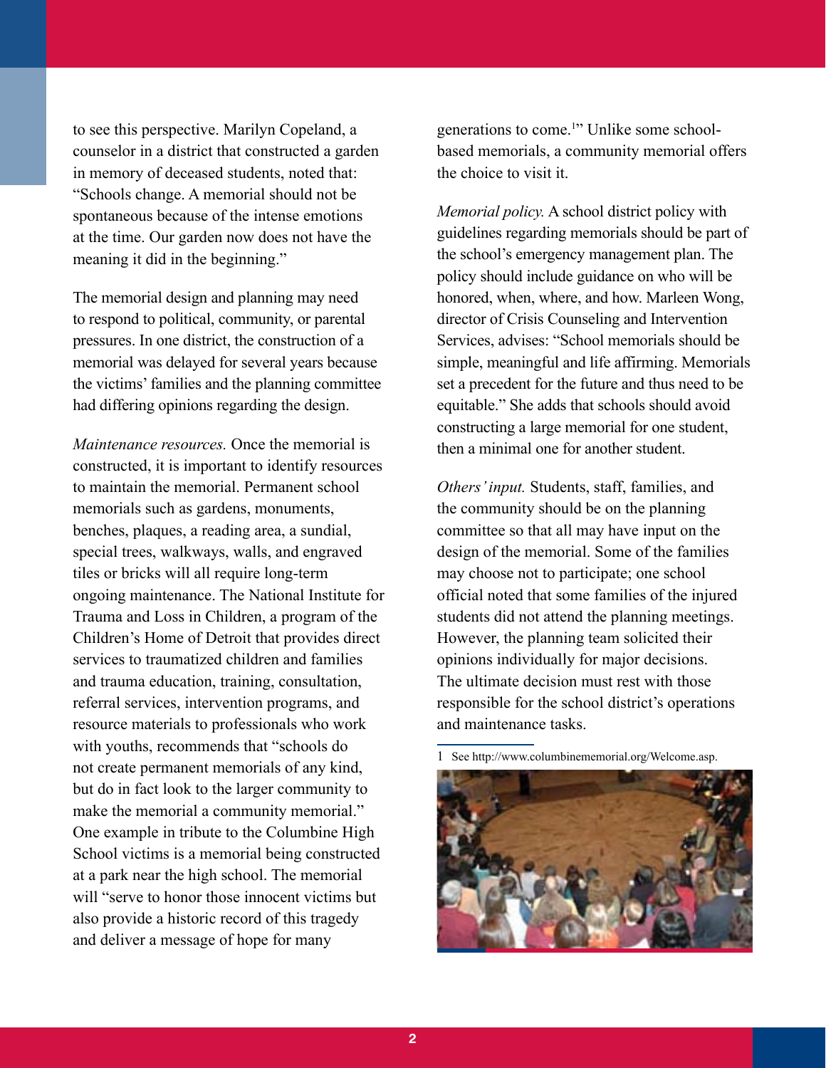to see this perspective. Marilyn Copeland, a counselor in a district that constructed a garden in memory of deceased students, noted that: “Schools change. A memorial should not be spontaneous because of the intense emotions at the time. Our garden now does not have the meaning it did in the beginning.”

The memorial design and planning may need to respond to political, community, or parental pressures. In one district, the construction of a memorial was delayed for several years because the victims’ families and the planning committee had differing opinions regarding the design.

*Maintenance resources.* Once the memorial is constructed, it is important to identify resources to maintain the memorial. Permanent school memorials such as gardens, monuments, benches, plaques, a reading area, a sundial, special trees, walkways, walls, and engraved tiles or bricks will all require long-term ongoing maintenance. The National Institute for Trauma and Loss in Children, a program of the Children’s Home of Detroit that provides direct services to traumatized children and families and trauma education, training, consultation, referral services, intervention programs, and resource materials to professionals who work with youths, recommends that “schools do not create permanent memorials of any kind, but do in fact look to the larger community to make the memorial a community memorial.” One example in tribute to the Columbine High School victims is a memorial being constructed at a park near the high school. The memorial will “serve to honor those innocent victims but also provide a historic record of this tragedy and deliver a message of hope for many generations to come.[1]” Unlike some school-based memorials, a community memorial offers the choice to visit it.

*Memorial policy.* A school district policy with guidelines regarding memorials should be part of the school’s emergency management plan. The policy should include guidance on who will be honored, when, where, and how. Marleen Wong, director of Crisis Counseling and Intervention Services, advises: “School memorials should be simple, meaningful and life affirming. Memorials set a precedent for the future and thus need to be equitable.” She adds that schools should avoid constructing a large memorial for one student, then a minimal one for another student.

*Others’ input.* Students, staff, families, and the community should be on the planning committee so that all may have input on the design of the memorial. Some of the families may choose not to participate; one school official noted that some families of the injured students did not attend the planning meetings. However, the planning team solicited their opinions individually for major decisions. The ultimate decision must rest with those responsible for the school district’s operations and maintenance tasks.

1 See http://www.columbinememorial.org/Welcome.asp.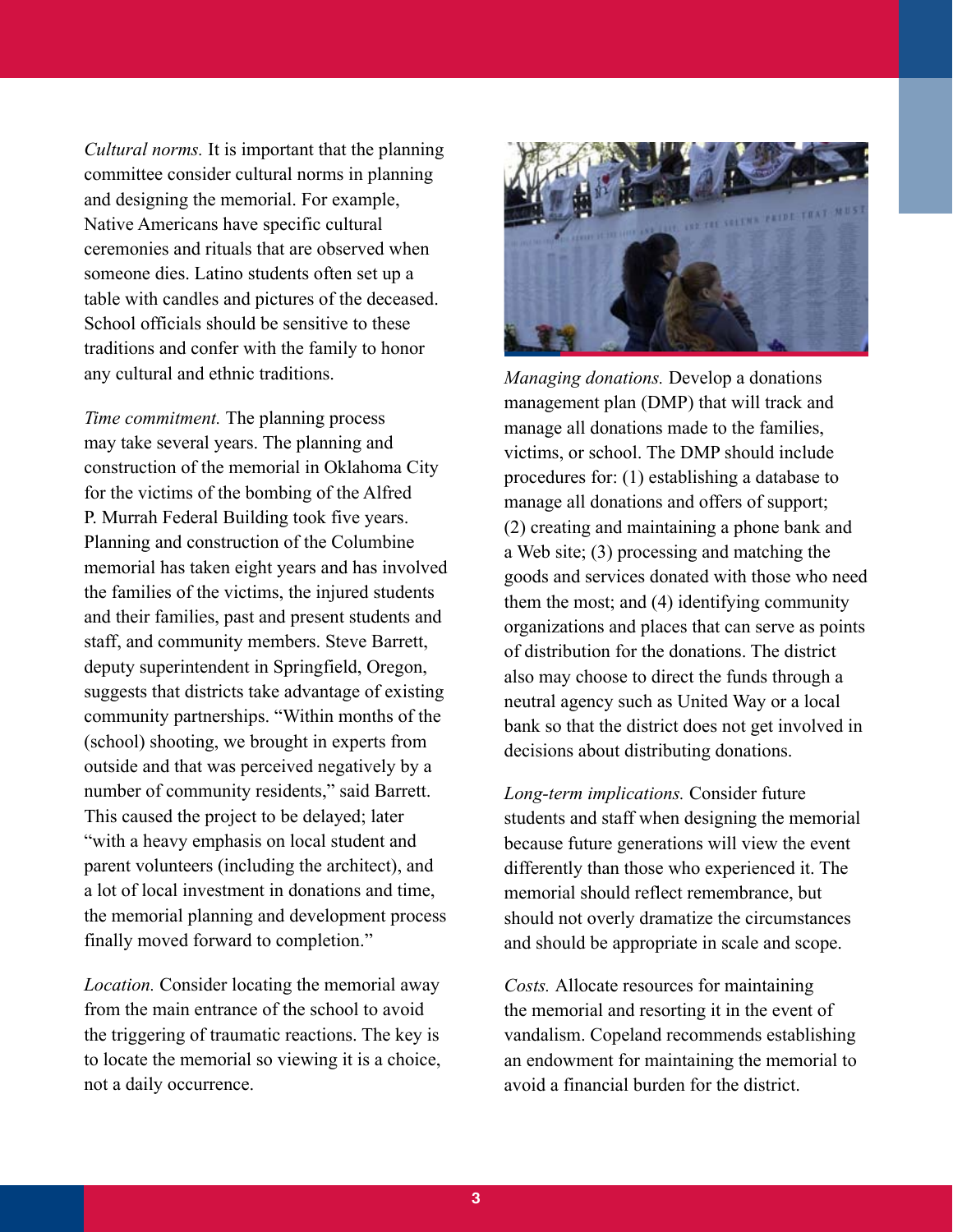*Cultural norms.* It is important that the planning committee consider cultural norms in planning and designing the memorial. For example, Native Americans have specific cultural ceremonies and rituals that are observed when someone dies. Latino students often set up a table with candles and pictures of the deceased. School officials should be sensitive to these traditions and confer with the family to honor any cultural and ethnic traditions.

*Time commitment.* The planning process may take several years. The planning and construction of the memorial in Oklahoma City for the victims of the bombing of the Alfred P. Murrah Federal Building took five years. Planning and construction of the Columbine memorial has taken eight years and has involved the families of the victims, the injured students and their families, past and present students and staff, and community members. Steve Barrett, deputy superintendent in Springfield, Oregon, suggests that districts take advantage of existing community partnerships. "Within months of the (school) shooting, we brought in experts from outside and that was perceived negatively by a number of community residents," said Barrett. This caused the project to be delayed; later "with a heavy emphasis on local student and parent volunteers (including the architect), and a lot of local investment in donations and time, the memorial planning and development process finally moved forward to completion."

*Location.* Consider locating the memorial away from the main entrance of the school to avoid the triggering of traumatic reactions. The key is to locate the memorial so viewing it is a choice, not a daily occurrence.

*Managing donations.* Develop a donations management plan (DMP) that will track and manage all donations made to the families, victims, or school. The DMP should include procedures for: (1) establishing a database to manage all donations and offers of support; (2) creating and maintaining a phone bank and a Web site; (3) processing and matching the goods and services donated with those who need them the most; and (4) identifying community organizations and places that can serve as points of distribution for the donations. The district also may choose to direct the funds through a neutral agency such as United Way or a local bank so that the district does not get involved in decisions about distributing donations.

*Long-term implications.* Consider future students and staff when designing the memorial because future generations will view the event differently than those who experienced it. The memorial should reflect remembrance, but should not overly dramatize the circumstances and should be appropriate in scale and scope.

*Costs.* Allocate resources for maintaining the memorial and resorting it in the event of vandalism. Copeland recommends establishing an endowment for maintaining the memorial to avoid a financial burden for the district.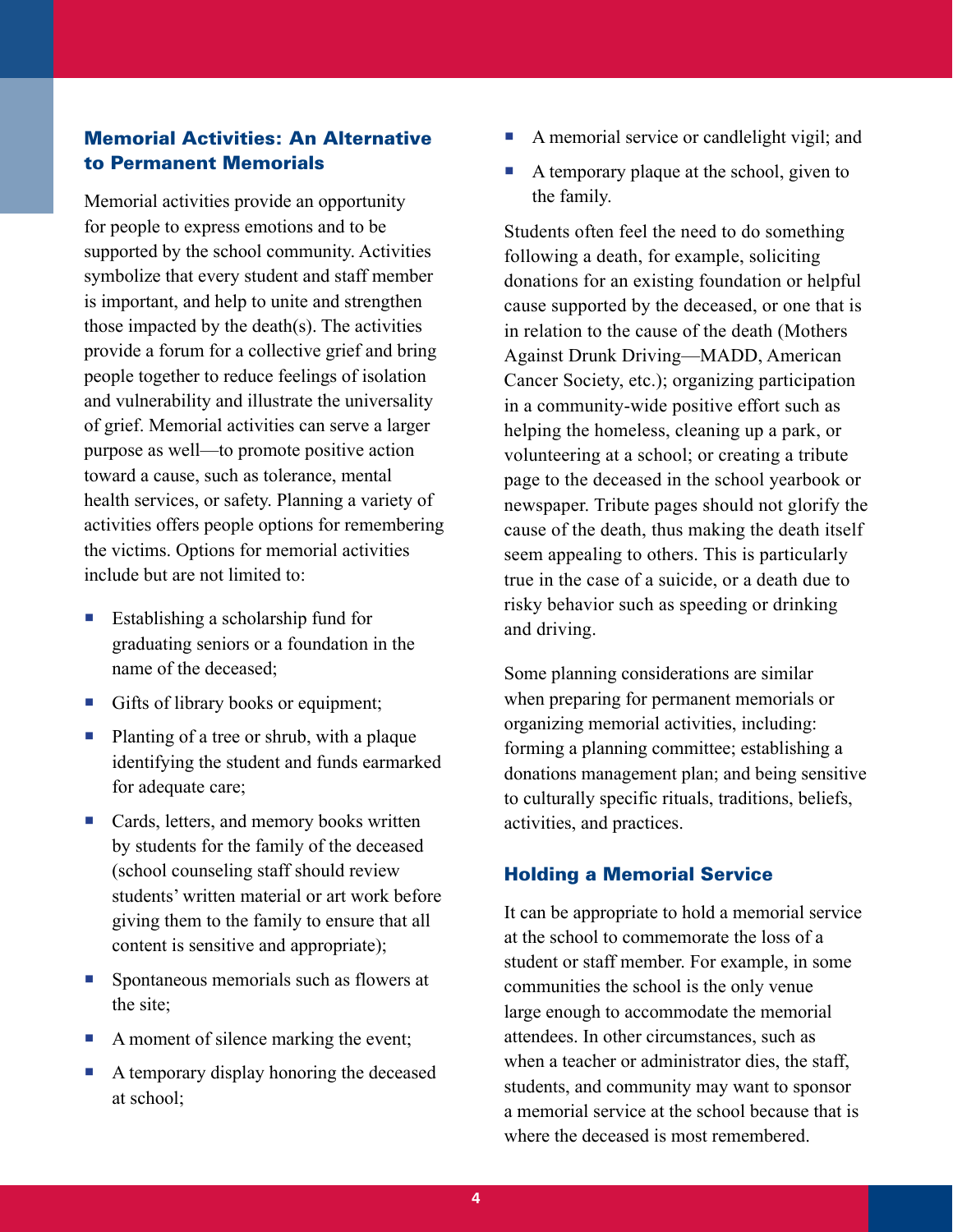### Memorial Activities: An Alternative to Permanent Memorials

Memorial activities provide an opportunity for people to express emotions and to be supported by the school community. Activities symbolize that every student and staff member is important, and help to unite and strengthen those impacted by the death(s). The activities provide a forum for a collective grief and bring people together to reduce feelings of isolation and vulnerability and illustrate the universality of grief. Memorial activities can serve a larger purpose as well—to promote positive action toward a cause, such as tolerance, mental health services, or safety. Planning a variety of activities offers people options for remembering the victims. Options for memorial activities include but are not limited to:

- Establishing a scholarship fund for graduating seniors or a foundation in the name of the deceased;
- Gifts of library books or equipment;
- Planting of a tree or shrub, with a plaque identifying the student and funds earmarked for adequate care;
- Cards, letters, and memory books written by students for the family of the deceased (school counseling staff should review students' written material or art work before giving them to the family to ensure that all content is sensitive and appropriate);
- Spontaneous memorials such as flowers at the site;
- A moment of silence marking the event;
- A temporary display honoring the deceased at school;
- A memorial service or candlelight vigil; and
- A temporary plaque at the school, given to the family.

Students often feel the need to do something following a death, for example, soliciting donations for an existing foundation or helpful cause supported by the deceased, or one that is in relation to the cause of the death (Mothers Against Drunk Driving—MADD, American Cancer Society, etc.); organizing participation in a community-wide positive effort such as helping the homeless, cleaning up a park, or volunteering at a school; or creating a tribute page to the deceased in the school yearbook or newspaper. Tribute pages should not glorify the cause of the death, thus making the death itself seem appealing to others. This is particularly true in the case of a suicide, or a death due to risky behavior such as speeding or drinking and driving.

Some planning considerations are similar when preparing for permanent memorials or organizing memorial activities, including: forming a planning committee; establishing a donations management plan; and being sensitive to culturally specific rituals, traditions, beliefs, activities, and practices.

### Holding a Memorial Service

It can be appropriate to hold a memorial service at the school to commemorate the loss of a student or staff member. For example, in some communities the school is the only venue large enough to accommodate the memorial attendees. In other circumstances, such as when a teacher or administrator dies, the staff, students, and community may want to sponsor a memorial service at the school because that is where the deceased is most remembered.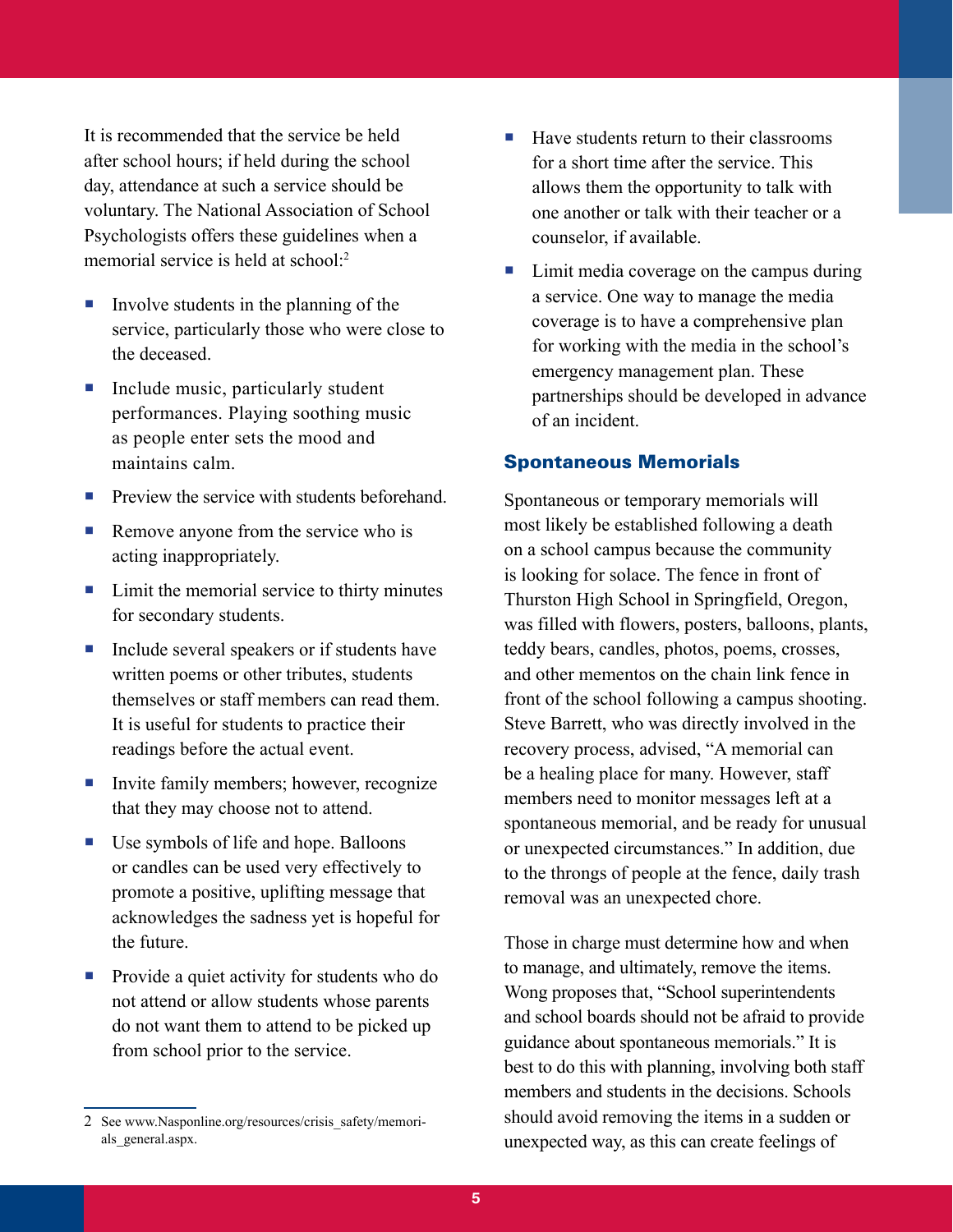It is recommended that the service be held after school hours; if held during the school day, attendance at such a service should be voluntary. The National Association of School Psychologists offers these guidelines when a memorial service is held at school:[2]

- Involve students in the planning of the service, particularly those who were close to the deceased.
- Include music, particularly student performances. Playing soothing music as people enter sets the mood and maintains calm.
- Preview the service with students beforehand.
- Remove anyone from the service who is acting inappropriately.
- Limit the memorial service to thirty minutes for secondary students.
- Include several speakers or if students have written poems or other tributes, students themselves or staff members can read them. It is useful for students to practice their readings before the actual event.
- Invite family members; however, recognize that they may choose not to attend.
- Use symbols of life and hope. Balloons or candles can be used very effectively to promote a positive, uplifting message that acknowledges the sadness yet is hopeful for the future.
- Provide a quiet activity for students who do not attend or allow students whose parents do not want them to attend to be picked up from school prior to the service.
- Have students return to their classrooms for a short time after the service. This allows them the opportunity to talk with one another or talk with their teacher or a counselor, if available.
- Limit media coverage on the campus during a service. One way to manage the media coverage is to have a comprehensive plan for working with the media in the school's emergency management plan. These partnerships should be developed in advance of an incident.

### Spontaneous Memorials

Spontaneous or temporary memorials will most likely be established following a death on a school campus because the community is looking for solace. The fence in front of Thurston High School in Springfield, Oregon, was filled with flowers, posters, balloons, plants, teddy bears, candles, photos, poems, crosses, and other mementos on the chain link fence in front of the school following a campus shooting. Steve Barrett, who was directly involved in the recovery process, advised, "A memorial can be a healing place for many. However, staff members need to monitor messages left at a spontaneous memorial, and be ready for unusual or unexpected circumstances." In addition, due to the throngs of people at the fence, daily trash removal was an unexpected chore.

Those in charge must determine how and when to manage, and ultimately, remove the items. Wong proposes that, "School superintendents and school boards should not be afraid to provide guidance about spontaneous memorials." It is best to do this with planning, involving both staff members and students in the decisions. Schools should avoid removing the items in a sudden or unexpected way, as this can create feelings of

---

2 See www.Nasponline.org/resources/crisis_safety/memorials_general.aspx.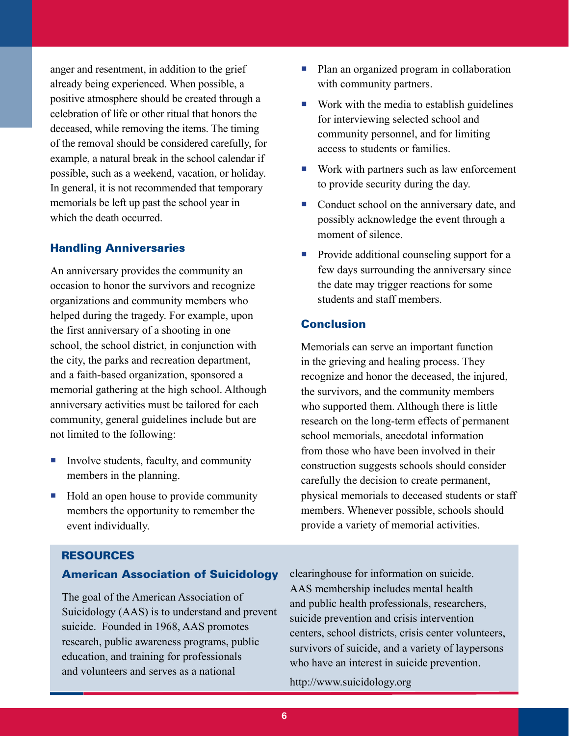anger and resentment, in addition to the grief already being experienced. When possible, a positive atmosphere should be created through a celebration of life or other ritual that honors the deceased, while removing the items. The timing of the removal should be considered carefully, for example, a natural break in the school calendar if possible, such as a weekend, vacation, or holiday. In general, it is not recommended that temporary memorials be left up past the school year in which the death occurred.

### Handling Anniversaries

An anniversary provides the community an occasion to honor the survivors and recognize organizations and community members who helped during the tragedy. For example, upon the first anniversary of a shooting in one school, the school district, in conjunction with the city, the parks and recreation department, and a faith-based organization, sponsored a memorial gathering at the high school. Although anniversary activities must be tailored for each community, general guidelines include but are not limited to the following:

- Involve students, faculty, and community members in the planning.
- Hold an open house to provide community members the opportunity to remember the event individually.
- Plan an organized program in collaboration with community partners.
- Work with the media to establish guidelines for interviewing selected school and community personnel, and for limiting access to students or families.
- Work with partners such as law enforcement to provide security during the day.
- Conduct school on the anniversary date, and possibly acknowledge the event through a moment of silence.
- Provide additional counseling support for a few days surrounding the anniversary since the date may trigger reactions for some students and staff members.

### Conclusion

Memorials can serve an important function in the grieving and healing process. They recognize and honor the deceased, the injured, the survivors, and the community members who supported them. Although there is little research on the long-term effects of permanent school memorials, anecdotal information from those who have been involved in their construction suggests schools should consider carefully the decision to create permanent, physical memorials to deceased students or staff members. Whenever possible, schools should provide a variety of memorial activities.

## RESOURCES

### American Association of Suicidology

The goal of the American Association of Suicidology (AAS) is to understand and prevent suicide. Founded in 1968, AAS promotes research, public awareness programs, public education, and training for professionals and volunteers and serves as a national clearinghouse for information on suicide. AAS membership includes mental health and public health professionals, researchers, suicide prevention and crisis intervention centers, school districts, crisis center volunteers, survivors of suicide, and a variety of laypersons who have an interest in suicide prevention.

http://www.suicidology.org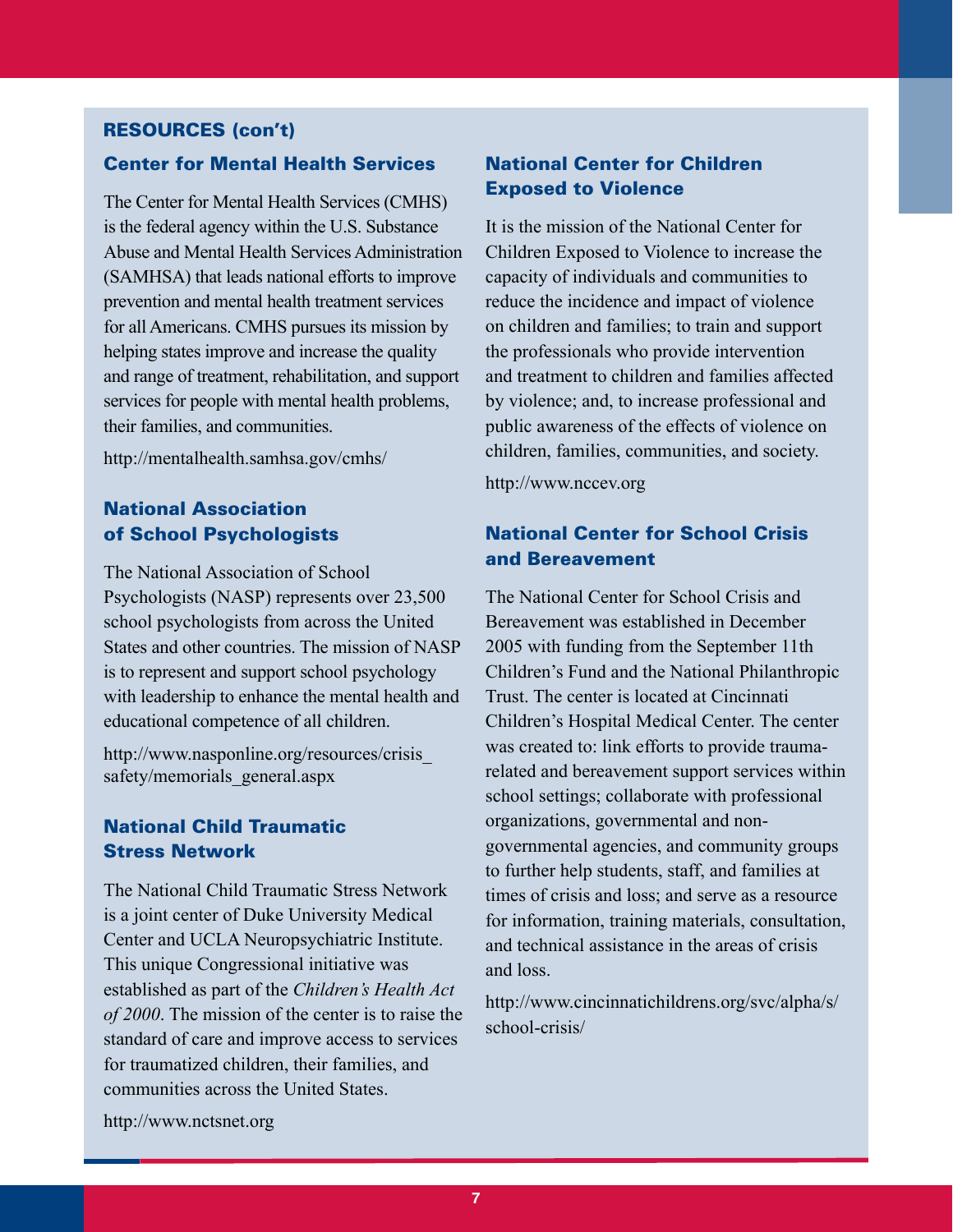## RESOURCES (con't)

### Center for Mental Health Services

The Center for Mental Health Services (CMHS) is the federal agency within the U.S. Substance Abuse and Mental Health Services Administration (SAMHSA) that leads national efforts to improve prevention and mental health treatment services for all Americans. CMHS pursues its mission by helping states improve and increase the quality and range of treatment, rehabilitation, and support services for people with mental health problems, their families, and communities.

http://mentalhealth.samhsa.gov/cmhs/

### National Association of School Psychologists

The National Association of School Psychologists (NASP) represents over 23,500 school psychologists from across the United States and other countries. The mission of NASP is to represent and support school psychology with leadership to enhance the mental health and educational competence of all children.

http://www.nasponline.org/resources/crisis_safety/memorials_general.aspx

### National Child Traumatic Stress Network

The National Child Traumatic Stress Network is a joint center of Duke University Medical Center and UCLA Neuropsychiatric Institute. This unique Congressional initiative was established as part of the *Children's Health Act of 2000*. The mission of the center is to raise the standard of care and improve access to services for traumatized children, their families, and communities across the United States.

http://www.nctsnet.org

### National Center for Children Exposed to Violence

It is the mission of the National Center for Children Exposed to Violence to increase the capacity of individuals and communities to reduce the incidence and impact of violence on children and families; to train and support the professionals who provide intervention and treatment to children and families affected by violence; and, to increase professional and public awareness of the effects of violence on children, families, communities, and society.

http://www.nccev.org

### National Center for School Crisis and Bereavement

The National Center for School Crisis and Bereavement was established in December 2005 with funding from the September 11th Children's Fund and the National Philanthropic Trust. The center is located at Cincinnati Children's Hospital Medical Center. The center was created to: link efforts to provide trauma-related and bereavement support services within school settings; collaborate with professional organizations, governmental and non-governmental agencies, and community groups to further help students, staff, and families at times of crisis and loss; and serve as a resource for information, training materials, consultation, and technical assistance in the areas of crisis and loss.

http://www.cincinnatichildrens.org/svc/alpha/s/school-crisis/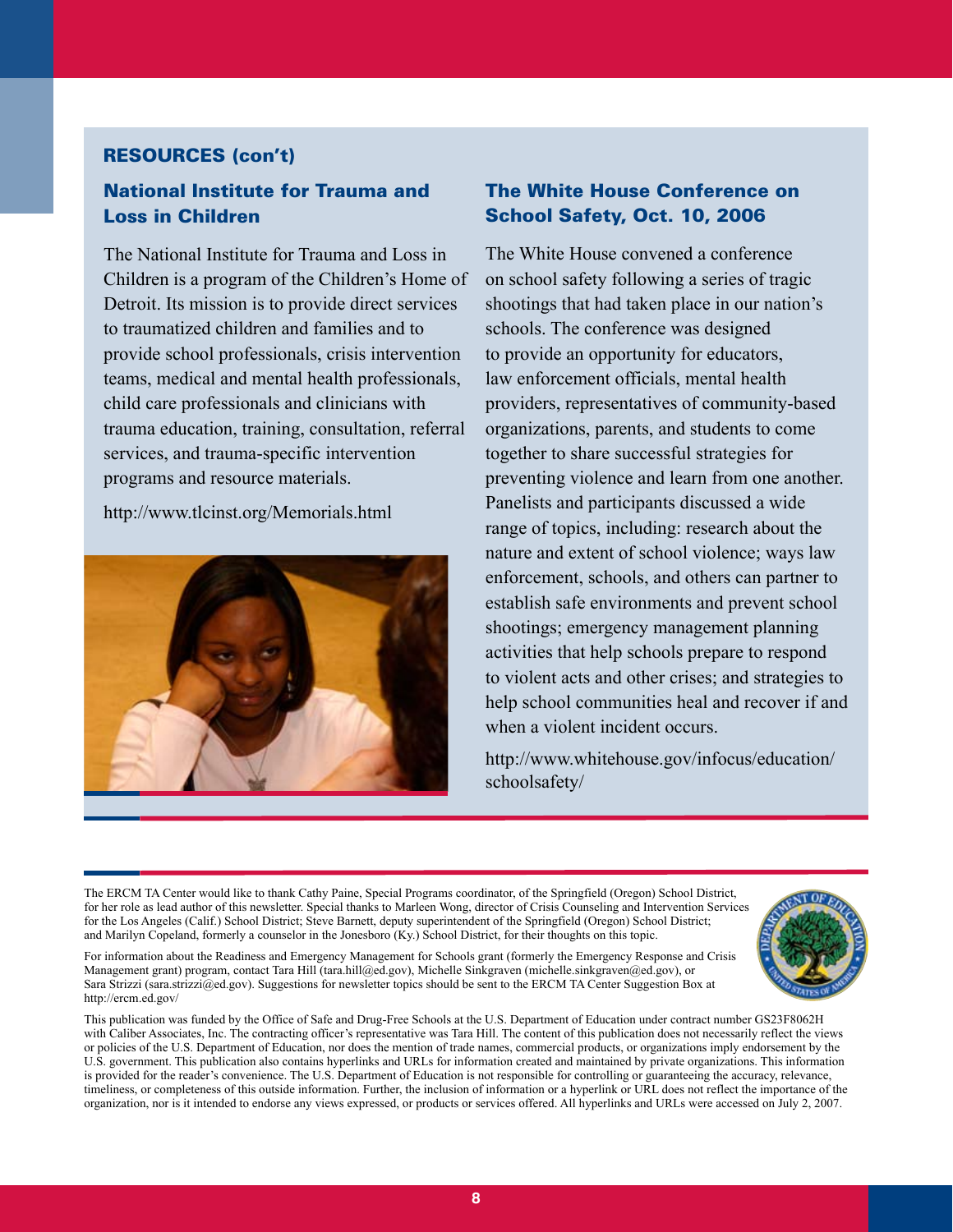## RESOURCES (con't)

### National Institute for Trauma and Loss in Children

The National Institute for Trauma and Loss in Children is a program of the Children's Home of Detroit. Its mission is to provide direct services to traumatized children and families and to provide school professionals, crisis intervention teams, medical and mental health professionals, child care professionals and clinicians with trauma education, training, consultation, referral services, and trauma-specific intervention programs and resource materials.

http://www.tlcinst.org/Memorials.html

### The White House Conference on School Safety, Oct. 10, 2006

The White House convened a conference on school safety following a series of tragic shootings that had taken place in our nation's schools. The conference was designed to provide an opportunity for educators, law enforcement officials, mental health providers, representatives of community-based organizations, parents, and students to come together to share successful strategies for preventing violence and learn from one another. Panelists and participants discussed a wide range of topics, including: research about the nature and extent of school violence; ways law enforcement, schools, and others can partner to establish safe environments and prevent school shootings; emergency management planning activities that help schools prepare to respond to violent acts and other crises; and strategies to help school communities heal and recover if and when a violent incident occurs.

http://www.whitehouse.gov/infocus/education/schoolsafety/

---

The ERCM TA Center would like to thank Cathy Paine, Special Programs coordinator, of the Springfield (Oregon) School District, for her role as lead author of this newsletter. Special thanks to Marleen Wong, director of Crisis Counseling and Intervention Services for the Los Angeles (Calif.) School District; Steve Barnett, deputy superintendent of the Springfield (Oregon) School District; and Marilyn Copeland, formerly a counselor in the Jonesboro (Ky.) School District, for their thoughts on this topic.

For information about the Readiness and Emergency Management for Schools grant (formerly the Emergency Response and Crisis Management grant) program, contact Tara Hill (tara.hill@ed.gov), Michelle Sinkgraven (michelle.sinkgraven@ed.gov), or Sara Strizzi (sara.strizzi@ed.gov). Suggestions for newsletter topics should be sent to the ERCM TA Center Suggestion Box at http://ercm.ed.gov/

This publication was funded by the Office of Safe and Drug-Free Schools at the U.S. Department of Education under contract number GS23F8062H with Caliber Associates, Inc. The contracting officer's representative was Tara Hill. The content of this publication does not necessarily reflect the views or policies of the U.S. Department of Education, nor does the mention of trade names, commercial products, or organizations imply endorsement by the U.S. government. This publication also contains hyperlinks and URLs for information created and maintained by private organizations. This information is provided for the reader's convenience. The U.S. Department of Education is not responsible for controlling or guaranteeing the accuracy, relevance, timeliness, or completeness of this outside information. Further, the inclusion of information or a hyperlink or URL does not reflect the importance of the organization, nor is it intended to endorse any views expressed, or products or services offered. All hyperlinks and URLs were accessed on July 2, 2007.